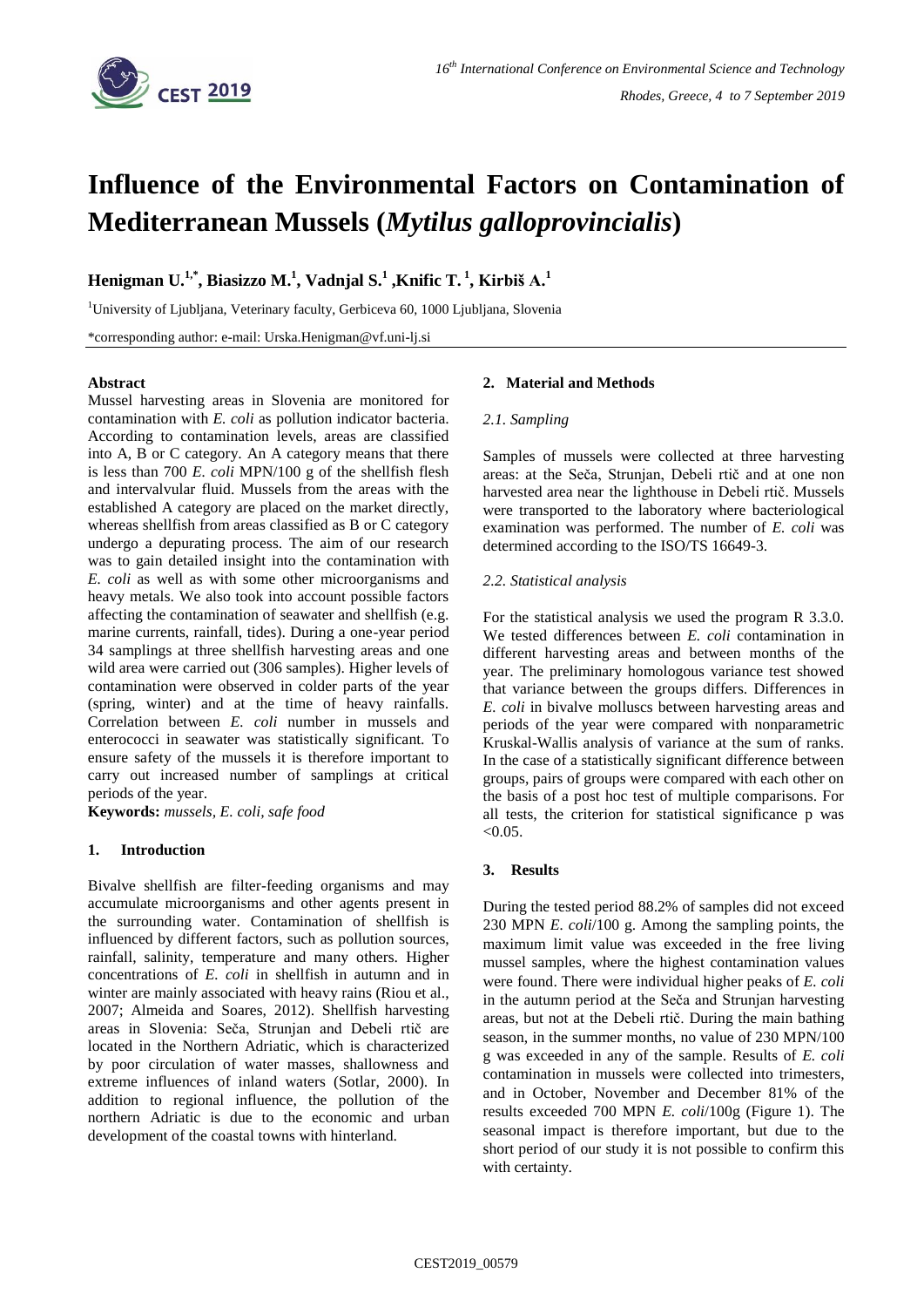# Influence of the Environmental Factors on Contamination of Mediterranean Mussels (*Mytilus galloprovincialis*)

**Henigman U.[1,*], Biasizzo M.[1], Vadnjal S.[1], Knific T.[1], Kirbiš A.[1]**

[1]University of Ljubljana, Veterinary faculty, Gerbiceva 60, 1000 Ljubljana, Slovenia

*corresponding author: e-mail: Urska.Henigman@vf.uni-lj.si

**Abstract**

Mussel harvesting areas in Slovenia are monitored for contamination with *E. coli* as pollution indicator bacteria. According to contamination levels, areas are classified into A, B or C category. An A category means that there is less than 700 *E. coli* MPN/100 g of the shellfish flesh and intervalvular fluid. Mussels from the areas with the established A category are placed on the market directly, whereas shellfish from areas classified as B or C category undergo a depurating process. The aim of our research was to gain detailed insight into the contamination with *E. coli* as well as with some other microorganisms and heavy metals. We also took into account possible factors affecting the contamination of seawater and shellfish (e.g. marine currents, rainfall, tides). During a one-year period 34 samplings at three shellfish harvesting areas and one wild area were carried out (306 samples). Higher levels of contamination were observed in colder parts of the year (spring, winter) and at the time of heavy rainfalls. Correlation between *E. coli* number in mussels and enterococci in seawater was statistically significant. To ensure safety of the mussels it is therefore important to carry out increased number of samplings at critical periods of the year.

**Keywords:** *mussels, E. coli, safe food*

## 1. Introduction

Bivalve shellfish are filter-feeding organisms and may accumulate microorganisms and other agents present in the surrounding water. Contamination of shellfish is influenced by different factors, such as pollution sources, rainfall, salinity, temperature and many others. Higher concentrations of *E. coli* in shellfish in autumn and in winter are mainly associated with heavy rains (Riou et al., 2007; Almeida and Soares, 2012). Shellfish harvesting areas in Slovenia: Seča, Strunjan and Debeli rtič are located in the Northern Adriatic, which is characterized by poor circulation of water masses, shallowness and extreme influences of inland waters (Sotlar, 2000). In addition to regional influence, the pollution of the northern Adriatic is due to the economic and urban development of the coastal towns with hinterland.

## 2. Material and Methods

### *2.1. Sampling*

Samples of mussels were collected at three harvesting areas: at the Seča, Strunjan, Debeli rtič and at one non harvested area near the lighthouse in Debeli rtič. Mussels were transported to the laboratory where bacteriological examination was performed. The number of *E. coli* was determined according to the ISO/TS 16649-3.

### *2.2. Statistical analysis*

For the statistical analysis we used the program R 3.3.0. We tested differences between *E. coli* contamination in different harvesting areas and between months of the year. The preliminary homologous variance test showed that variance between the groups differs. Differences in *E. coli* in bivalve molluscs between harvesting areas and periods of the year were compared with nonparametric Kruskal-Wallis analysis of variance at the sum of ranks. In the case of a statistically significant difference between groups, pairs of groups were compared with each other on the basis of a post hoc test of multiple comparisons. For all tests, the criterion for statistical significance p was $<0.05$.

## 3. Results

During the tested period 88.2% of samples did not exceed 230 MPN *E. coli*/100 g. Among the sampling points, the maximum limit value was exceeded in the free living mussel samples, where the highest contamination values were found. There were individual higher peaks of *E. coli* in the autumn period at the Seča and Strunjan harvesting areas, but not at the Debeli rtič. During the main bathing season, in the summer months, no value of 230 MPN/100 g was exceeded in any of the sample. Results of *E. coli* contamination in mussels were collected into trimesters, and in October, November and December 81% of the results exceeded 700 MPN *E. coli*/100g (Figure 1). The seasonal impact is therefore important, but due to the short period of our study it is not possible to confirm this with certainty.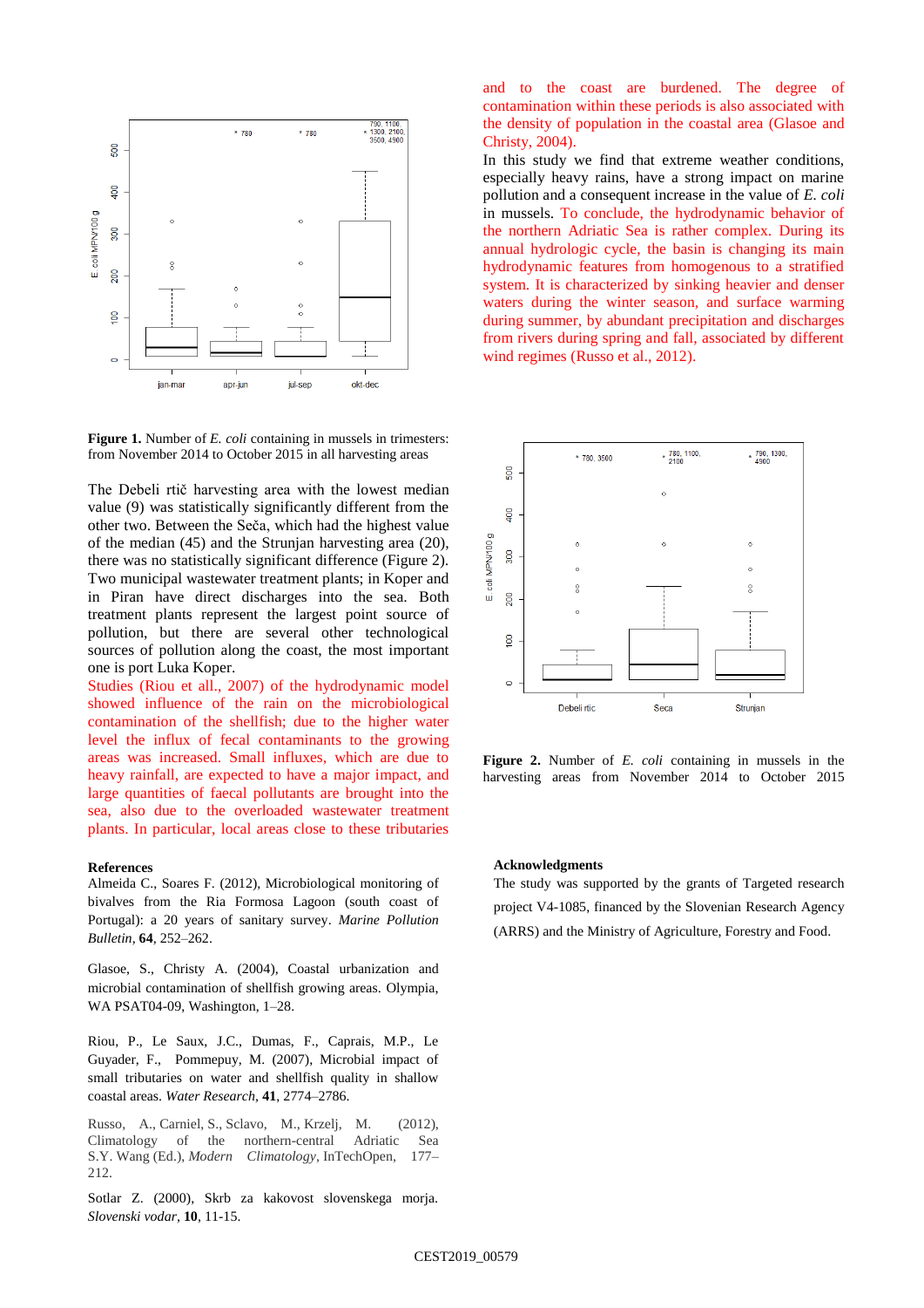E. coli MPN/100 g

0
100
200
300
400
500

\* 780
\* 780
790, 1100, \* 1300, 2100, 3500, 4900

jan-mar
apr-jun
jul-sep
okt-dec

**Figure 1.** Number of *E. coli* containing in mussels in trimesters: from November 2014 to October 2015 in all harvesting areas

The Debeli rtič harvesting area with the lowest median value (9) was statistically significantly different from the other two. Between the Seča, which had the highest value of the median (45) and the Strunjan harvesting area (20), there was no statistically significant difference (Figure 2). Two municipal wastewater treatment plants; in Koper and in Piran have direct discharges into the sea. Both treatment plants represent the largest point source of pollution, but there are several other technological sources of pollution along the coast, the most important one is port Luka Koper.

Studies (Riou et all., 2007) of the hydrodynamic model showed influence of the rain on the microbiological contamination of the shellfish; due to the higher water level the influx of fecal contaminants to the growing areas was increased. Small influxes, which are due to heavy rainfall, are expected to have a major impact, and large quantities of faecal pollutants are brought into the sea, also due to the overloaded wastewater treatment plants. In particular, local areas close to these tributaries and to the coast are burdened. The degree of contamination within these periods is also associated with the density of population in the coastal area (Glasoe and Christy, 2004).

In this study we find that extreme weather conditions, especially heavy rains, have a strong impact on marine pollution and a consequent increase in the value of *E. coli* in mussels. To conclude, the hydrodynamic behavior of the northern Adriatic Sea is rather complex. During its annual hydrologic cycle, the basin is changing its main hydrodynamic features from homogenous to a stratified system. It is characterized by sinking heavier and denser waters during the winter season, and surface warming during summer, by abundant precipitation and discharges from rivers during spring and fall, associated by different wind regimes (Russo et al., 2012).

E. coli MPN/100 g

0
100
200
300
400
500

\* 780, 3500
\* 780, 1100, 2100
\* 790, 1300, 4900

Debeli rtic
Seca
Strunjan

**Figure 2.** Number of *E. coli* containing in mussels in the harvesting areas from November 2014 to October 2015

## References

Almeida C., Soares F. (2012), Microbiological monitoring of bivalves from the Ria Formosa Lagoon (south coast of Portugal): a 20 years of sanitary survey. *Marine Pollution Bulletin*, **64**, 252–262.

Glasoe, S., Christy A. (2004), Coastal urbanization and microbial contamination of shellfish growing areas. Olympia, WA PSAT04-09, Washington, 1–28.

Riou, P., Le Saux, J.C., Dumas, F., Caprais, M.P., Le Guyader, F., Pommepuy, M. (2007), Microbial impact of small tributaries on water and shellfish quality in shallow coastal areas. *Water Research*, **41**, 2774–2786.

Russo, A., Carniel, S., Sclavo, M., Krzelj, M. (2012), Climatology of the northern-central Adriatic Sea S.Y. Wang (Ed.), *Modern Climatology*, InTechOpen, 177–212.

Sotlar Z. (2000), Skrb za kakovost slovenskega morja. *Slovenski vodar*, **10**, 11-15.

## Acknowledgments

The study was supported by the grants of Targeted research project V4-1085, financed by the Slovenian Research Agency (ARRS) and the Ministry of Agriculture, Forestry and Food.